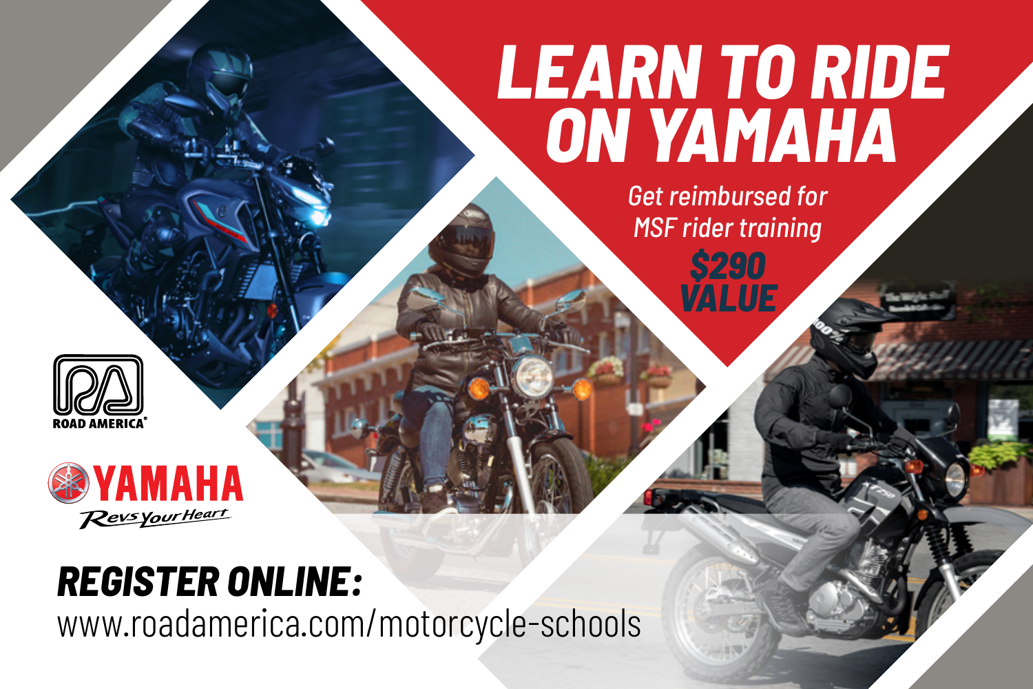# LEARN TO RIDE ON YAMAHA

*Get reimbursed for MSF rider training*

**$290 VALUE**

ROAD AMERICA®

YAMAHA

*Revs Your Heart*

**REGISTER ONLINE:**

www.roadamerica.com/motorcycle-schools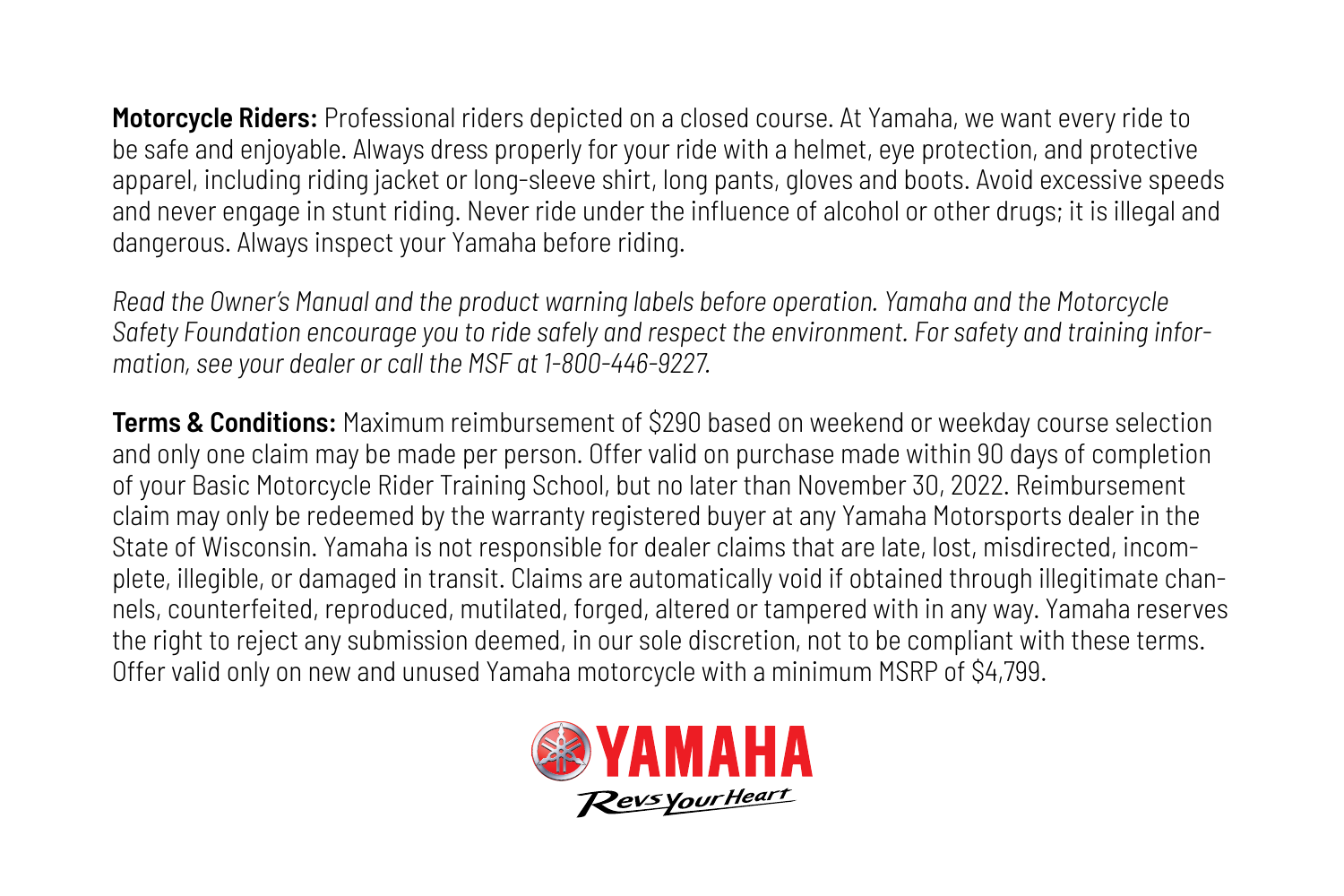**Motorcycle Riders:** Professional riders depicted on a closed course. At Yamaha, we want every ride to be safe and enjoyable. Always dress properly for your ride with a helmet, eye protection, and protective apparel, including riding jacket or long-sleeve shirt, long pants, gloves and boots. Avoid excessive speeds and never engage in stunt riding. Never ride under the influence of alcohol or other drugs; it is illegal and dangerous. Always inspect your Yamaha before riding.

*Read the Owner's Manual and the product warning labels before operation. Yamaha and the Motorcycle Safety Foundation encourage you to ride safely and respect the environment. For safety and training information, see your dealer or call the MSF at 1-800-446-9227.*

**Terms & Conditions:** Maximum reimbursement of $290 based on weekend or weekday course selection and only one claim may be made per person. Offer valid on purchase made within 90 days of completion of your Basic Motorcycle Rider Training School, but no later than November 30, 2022. Reimbursement claim may only be redeemed by the warranty registered buyer at any Yamaha Motorsports dealer in the State of Wisconsin. Yamaha is not responsible for dealer claims that are late, lost, misdirected, incomplete, illegible, or damaged in transit. Claims are automatically void if obtained through illegitimate channels, counterfeited, reproduced, mutilated, forged, altered or tampered with in any way. Yamaha reserves the right to reject any submission deemed, in our sole discretion, not to be compliant with these terms. Offer valid only on new and unused Yamaha motorcycle with a minimum MSRP of $4,799.

YAMAHA

Revs Your Heart